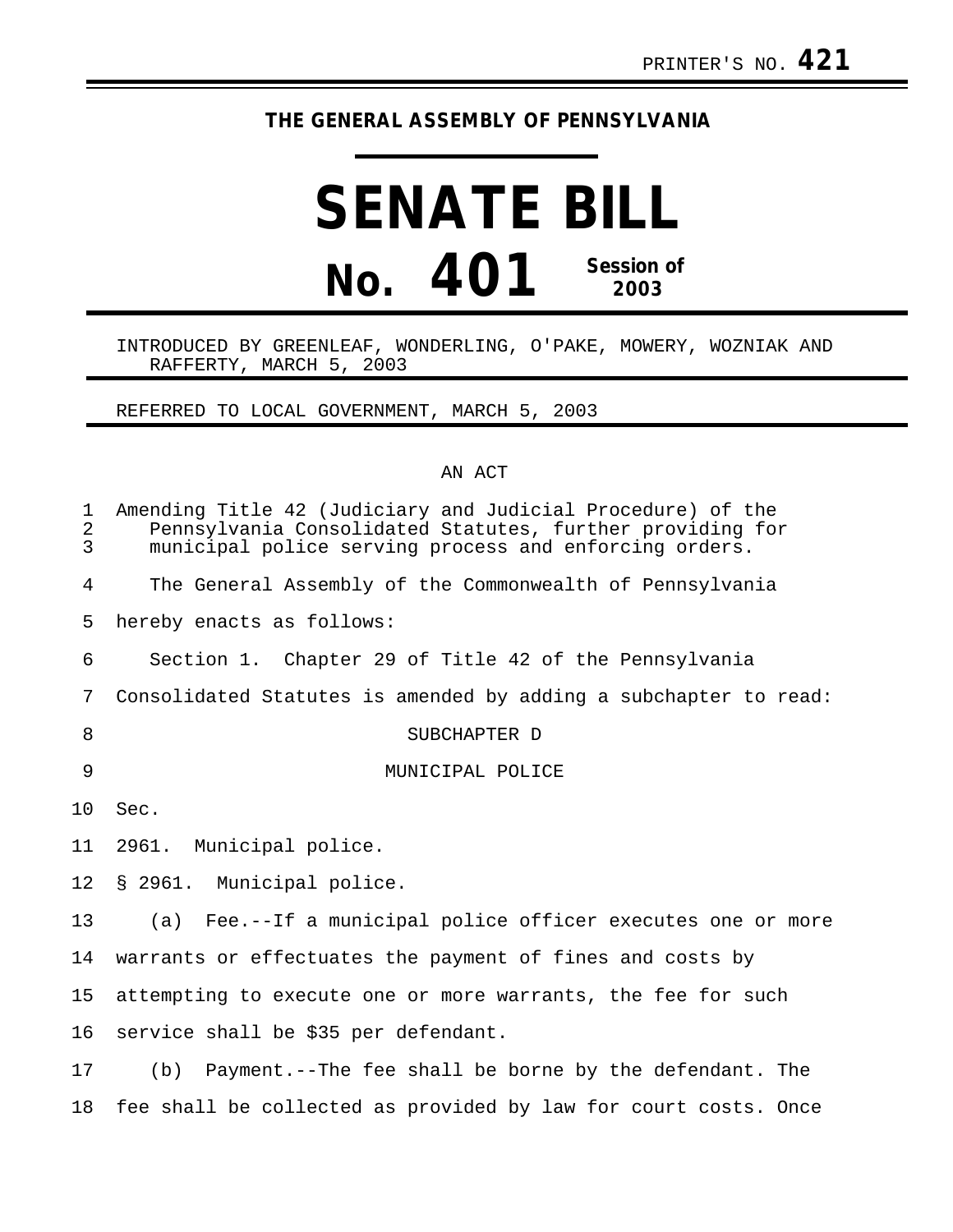PRINTER'S NO. **421**

**THE GENERAL ASSEMBLY OF PENNSYLVANIA**

# SENATE BILL

# No. 401 Session of 2003

INTRODUCED BY GREENLEAF, WONDERLING, O'PAKE, MOWERY, WOZNIAK AND RAFFERTY, MARCH 5, 2003

REFERRED TO LOCAL GOVERNMENT, MARCH 5, 2003

AN ACT

Amending Title 42 (Judiciary and Judicial Procedure) of the Pennsylvania Consolidated Statutes, further providing for municipal police serving process and enforcing orders.

The General Assembly of the Commonwealth of Pennsylvania hereby enacts as follows:

Section 1. Chapter 29 of Title 42 of the Pennsylvania Consolidated Statutes is amended by adding a subchapter to read:

SUBCHAPTER D

MUNICIPAL POLICE

Sec.

2961. Municipal police.

§ 2961. Municipal police.

(a) Fee.--If a municipal police officer executes one or more warrants or effectuates the payment of fines and costs by attempting to execute one or more warrants, the fee for such service shall be $35 per defendant.

(b) Payment.--The fee shall be borne by the defendant. The fee shall be collected as provided by law for court costs. Once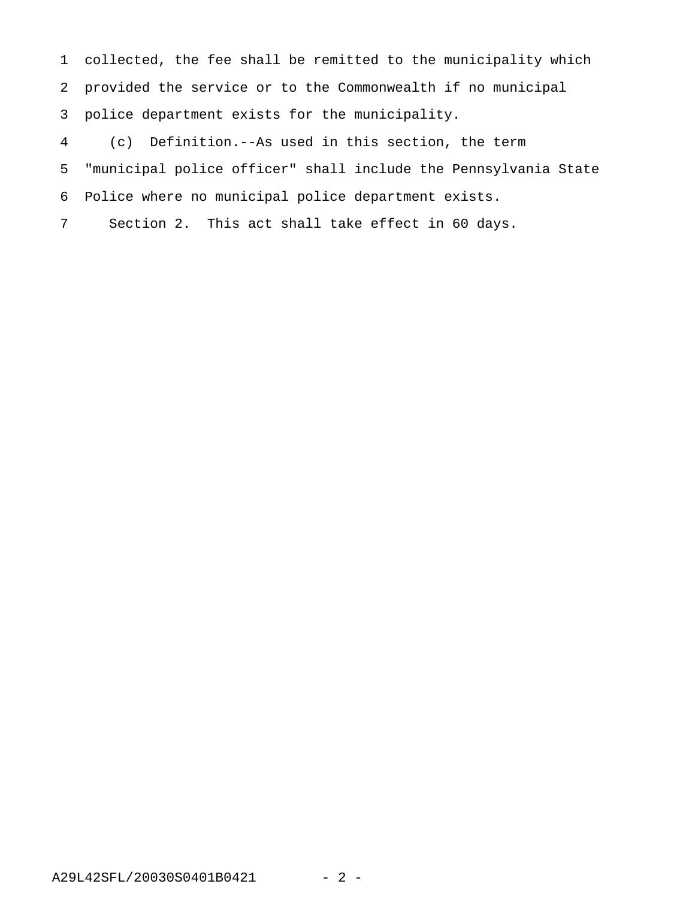collected, the fee shall be remitted to the municipality which provided the service or to the Commonwealth if no municipal police department exists for the municipality.

(c) Definition.--As used in this section, the term "municipal police officer" shall include the Pennsylvania State Police where no municipal police department exists.

Section 2. This act shall take effect in 60 days.